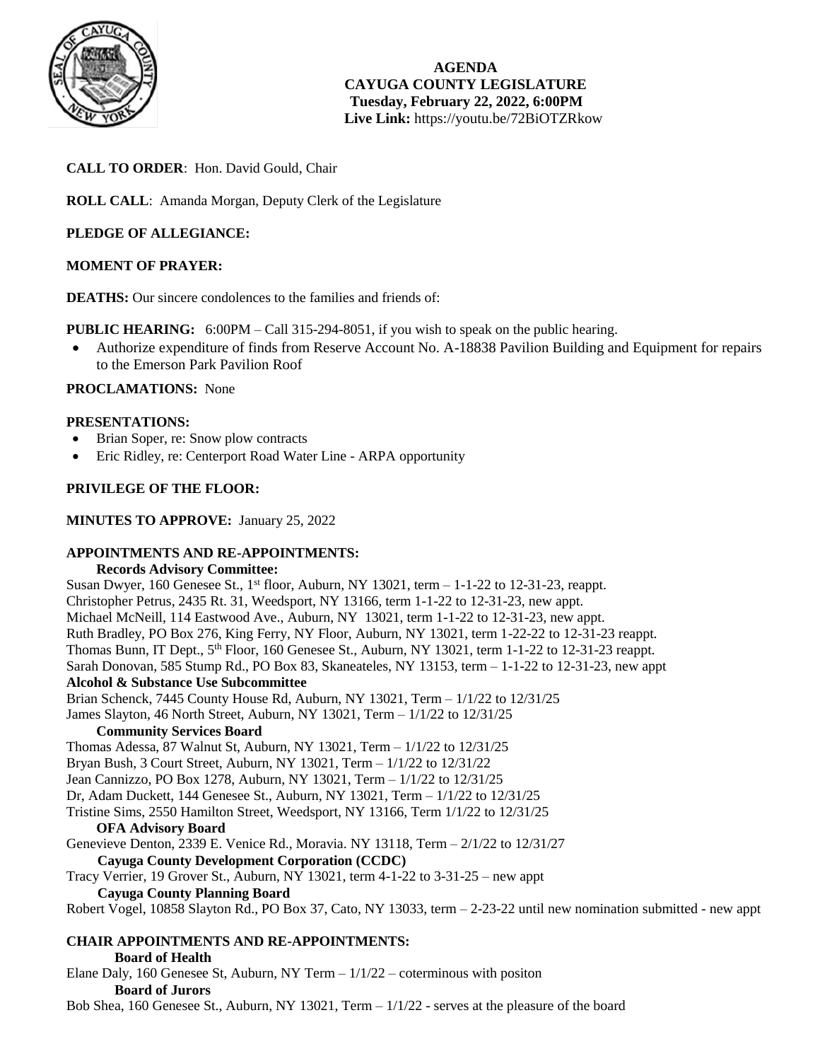**AGENDA**
**CAYUGA COUNTY LEGISLATURE**
**Tuesday, February 22, 2022, 6:00PM**
**Live Link:** https://youtu.be/72BiOTZRkow

**CALL TO ORDER**: Hon. David Gould, Chair

**ROLL CALL**: Amanda Morgan, Deputy Clerk of the Legislature

**PLEDGE OF ALLEGIANCE:**

**MOMENT OF PRAYER:**

**DEATHS:** Our sincere condolences to the families and friends of:

**PUBLIC HEARING:** 6:00PM – Call 315-294-8051, if you wish to speak on the public hearing.

- Authorize expenditure of finds from Reserve Account No. A-18838 Pavilion Building and Equipment for repairs to the Emerson Park Pavilion Roof

**PROCLAMATIONS:** None

**PRESENTATIONS:**

- Brian Soper, re: Snow plow contracts
- Eric Ridley, re: Centerport Road Water Line - ARPA opportunity

**PRIVILEGE OF THE FLOOR:**

**MINUTES TO APPROVE:** January 25, 2022

**APPOINTMENTS AND RE-APPOINTMENTS:**

**Records Advisory Committee:**

Susan Dwyer, 160 Genesee St., 1st floor, Auburn, NY 13021, term – 1-1-22 to 12-31-23, reappt.
Christopher Petrus, 2435 Rt. 31, Weedsport, NY 13166, term 1-1-22 to 12-31-23, new appt.
Michael McNeill, 114 Eastwood Ave., Auburn, NY 13021, term 1-1-22 to 12-31-23, new appt.
Ruth Bradley, PO Box 276, King Ferry, NY Floor, Auburn, NY 13021, term 1-22-22 to 12-31-23 reappt.
Thomas Bunn, IT Dept., 5th Floor, 160 Genesee St., Auburn, NY 13021, term 1-1-22 to 12-31-23 reappt.
Sarah Donovan, 585 Stump Rd., PO Box 83, Skaneateles, NY 13153, term – 1-1-22 to 12-31-23, new appt

**Alcohol & Substance Use Subcommittee**

Brian Schenck, 7445 County House Rd, Auburn, NY 13021, Term – 1/1/22 to 12/31/25
James Slayton, 46 North Street, Auburn, NY 13021, Term – 1/1/22 to 12/31/25

**Community Services Board**

Thomas Adessa, 87 Walnut St, Auburn, NY 13021, Term – 1/1/22 to 12/31/25
Bryan Bush, 3 Court Street, Auburn, NY 13021, Term – 1/1/22 to 12/31/22
Jean Cannizzo, PO Box 1278, Auburn, NY 13021, Term – 1/1/22 to 12/31/25
Dr, Adam Duckett, 144 Genesee St., Auburn, NY 13021, Term – 1/1/22 to 12/31/25
Tristine Sims, 2550 Hamilton Street, Weedsport, NY 13166, Term 1/1/22 to 12/31/25

**OFA Advisory Board**

Genevieve Denton, 2339 E. Venice Rd., Moravia. NY 13118, Term – 2/1/22 to 12/31/27

**Cayuga County Development Corporation (CCDC)**

Tracy Verrier, 19 Grover St., Auburn, NY 13021, term 4-1-22 to 3-31-25 – new appt

**Cayuga County Planning Board**

Robert Vogel, 10858 Slayton Rd., PO Box 37, Cato, NY 13033, term – 2-23-22 until new nomination submitted - new appt

**CHAIR APPOINTMENTS AND RE-APPOINTMENTS:**

**Board of Health**

Elane Daly, 160 Genesee St, Auburn, NY Term – 1/1/22 – coterminous with positon

**Board of Jurors**

Bob Shea, 160 Genesee St., Auburn, NY 13021, Term – 1/1/22 - serves at the pleasure of the board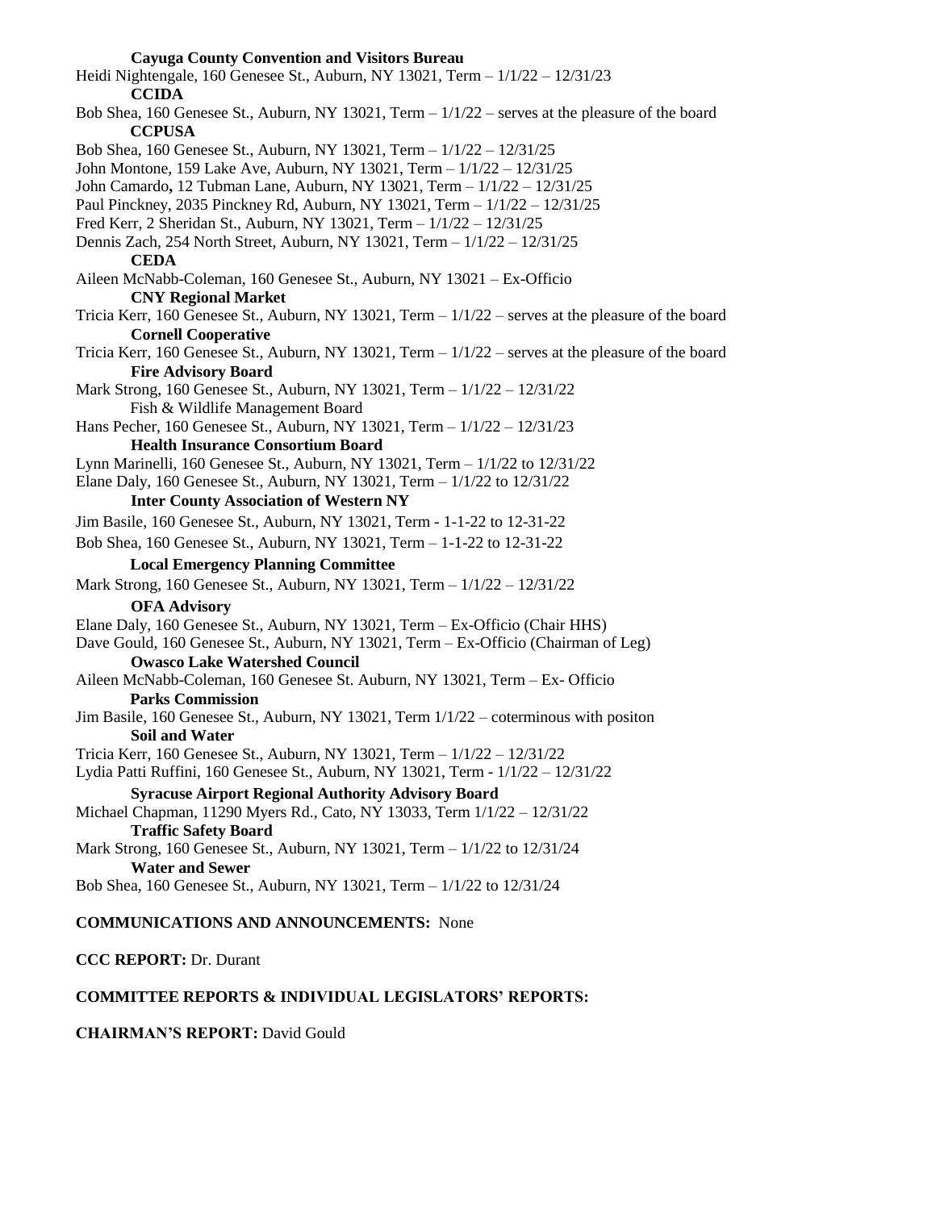**Cayuga County Convention and Visitors Bureau**

Heidi Nightengale, 160 Genesee St., Auburn, NY 13021, Term – 1/1/22 – 12/31/23

**CCIDA**

Bob Shea, 160 Genesee St., Auburn, NY 13021, Term – 1/1/22 – serves at the pleasure of the board

**CCPUSA**

Bob Shea, 160 Genesee St., Auburn, NY 13021, Term – 1/1/22 – 12/31/25
John Montone, 159 Lake Ave, Auburn, NY 13021, Term – 1/1/22 – 12/31/25
John Camardo**,** 12 Tubman Lane, Auburn, NY 13021, Term – 1/1/22 – 12/31/25
Paul Pinckney, 2035 Pinckney Rd, Auburn, NY 13021, Term – 1/1/22 – 12/31/25
Fred Kerr, 2 Sheridan St., Auburn, NY 13021, Term – 1/1/22 – 12/31/25
Dennis Zach, 254 North Street, Auburn, NY 13021, Term – 1/1/22 – 12/31/25

**CEDA**

Aileen McNabb-Coleman, 160 Genesee St., Auburn, NY 13021 – Ex-Officio

**CNY Regional Market**

Tricia Kerr, 160 Genesee St., Auburn, NY 13021, Term – 1/1/22 – serves at the pleasure of the board

**Cornell Cooperative**

Tricia Kerr, 160 Genesee St., Auburn, NY 13021, Term – 1/1/22 – serves at the pleasure of the board

**Fire Advisory Board**

Mark Strong, 160 Genesee St., Auburn, NY 13021, Term – 1/1/22 – 12/31/22

Fish & Wildlife Management Board

Hans Pecher, 160 Genesee St., Auburn, NY 13021, Term – 1/1/22 – 12/31/23

**Health Insurance Consortium Board**

Lynn Marinelli, 160 Genesee St., Auburn, NY 13021, Term – 1/1/22 to 12/31/22
Elane Daly, 160 Genesee St., Auburn, NY 13021, Term – 1/1/22 to 12/31/22

**Inter County Association of Western NY**

Jim Basile, 160 Genesee St., Auburn, NY 13021, Term - 1-1-22 to 12-31-22
Bob Shea, 160 Genesee St., Auburn, NY 13021, Term – 1-1-22 to 12-31-22

**Local Emergency Planning Committee**

Mark Strong, 160 Genesee St., Auburn, NY 13021, Term – 1/1/22 – 12/31/22

**OFA Advisory**

Elane Daly, 160 Genesee St., Auburn, NY 13021, Term – Ex-Officio (Chair HHS)
Dave Gould, 160 Genesee St., Auburn, NY 13021, Term – Ex-Officio (Chairman of Leg)

**Owasco Lake Watershed Council**

Aileen McNabb-Coleman, 160 Genesee St. Auburn, NY 13021, Term – Ex- Officio

**Parks Commission**

Jim Basile, 160 Genesee St., Auburn, NY 13021, Term 1/1/22 – coterminous with positon

**Soil and Water**

Tricia Kerr, 160 Genesee St., Auburn, NY 13021, Term – 1/1/22 – 12/31/22
Lydia Patti Ruffini, 160 Genesee St., Auburn, NY 13021, Term - 1/1/22 – 12/31/22

**Syracuse Airport Regional Authority Advisory Board**

Michael Chapman, 11290 Myers Rd., Cato, NY 13033, Term 1/1/22 – 12/31/22

**Traffic Safety Board**

Mark Strong, 160 Genesee St., Auburn, NY 13021, Term – 1/1/22 to 12/31/24

**Water and Sewer**

Bob Shea, 160 Genesee St., Auburn, NY 13021, Term – 1/1/22 to 12/31/24

**COMMUNICATIONS AND ANNOUNCEMENTS:** None

**CCC REPORT:** Dr. Durant

**COMMITTEE REPORTS & INDIVIDUAL LEGISLATORS' REPORTS:**

**CHAIRMAN'S REPORT:** David Gould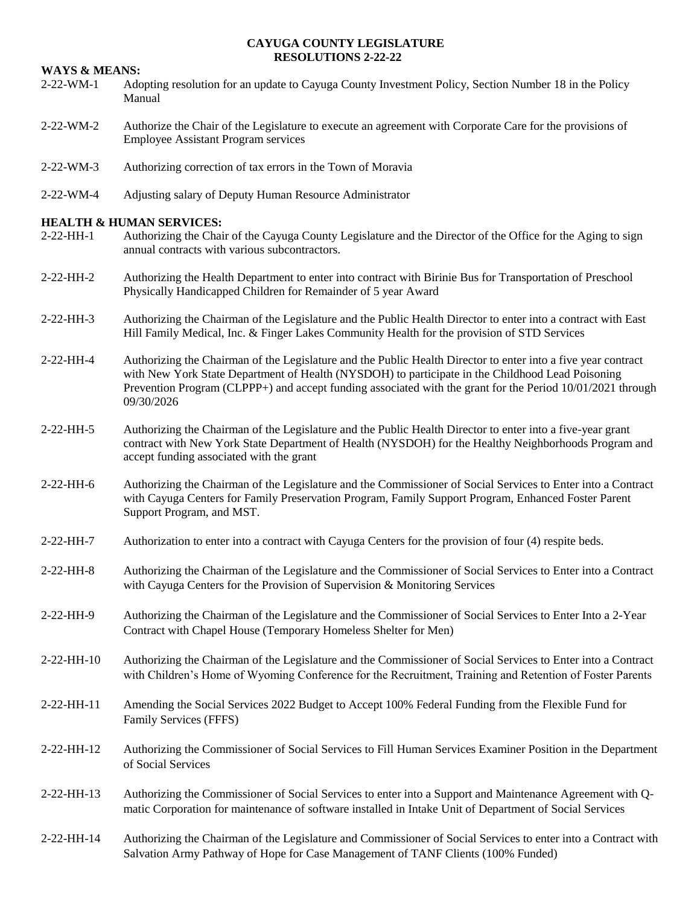# CAYUGA COUNTY LEGISLATURE
## RESOLUTIONS 2-22-22

**WAYS & MEANS:**

2-22-WM-1 Adopting resolution for an update to Cayuga County Investment Policy, Section Number 18 in the Policy Manual

2-22-WM-2 Authorize the Chair of the Legislature to execute an agreement with Corporate Care for the provisions of Employee Assistant Program services

2-22-WM-3 Authorizing correction of tax errors in the Town of Moravia

2-22-WM-4 Adjusting salary of Deputy Human Resource Administrator

**HEALTH & HUMAN SERVICES:**

2-22-HH-1 Authorizing the Chair of the Cayuga County Legislature and the Director of the Office for the Aging to sign annual contracts with various subcontractors.

2-22-HH-2 Authorizing the Health Department to enter into contract with Birinie Bus for Transportation of Preschool Physically Handicapped Children for Remainder of 5 year Award

2-22-HH-3 Authorizing the Chairman of the Legislature and the Public Health Director to enter into a contract with East Hill Family Medical, Inc. & Finger Lakes Community Health for the provision of STD Services

2-22-HH-4 Authorizing the Chairman of the Legislature and the Public Health Director to enter into a five year contract with New York State Department of Health (NYSDOH) to participate in the Childhood Lead Poisoning Prevention Program (CLPPP+) and accept funding associated with the grant for the Period 10/01/2021 through 09/30/2026

2-22-HH-5 Authorizing the Chairman of the Legislature and the Public Health Director to enter into a five-year grant contract with New York State Department of Health (NYSDOH) for the Healthy Neighborhoods Program and accept funding associated with the grant

2-22-HH-6 Authorizing the Chairman of the Legislature and the Commissioner of Social Services to Enter into a Contract with Cayuga Centers for Family Preservation Program, Family Support Program, Enhanced Foster Parent Support Program, and MST.

2-22-HH-7 Authorization to enter into a contract with Cayuga Centers for the provision of four (4) respite beds.

2-22-HH-8 Authorizing the Chairman of the Legislature and the Commissioner of Social Services to Enter into a Contract with Cayuga Centers for the Provision of Supervision & Monitoring Services

2-22-HH-9 Authorizing the Chairman of the Legislature and the Commissioner of Social Services to Enter Into a 2-Year Contract with Chapel House (Temporary Homeless Shelter for Men)

2-22-HH-10 Authorizing the Chairman of the Legislature and the Commissioner of Social Services to Enter into a Contract with Children's Home of Wyoming Conference for the Recruitment, Training and Retention of Foster Parents

2-22-HH-11 Amending the Social Services 2022 Budget to Accept 100% Federal Funding from the Flexible Fund for Family Services (FFFS)

2-22-HH-12 Authorizing the Commissioner of Social Services to Fill Human Services Examiner Position in the Department of Social Services

2-22-HH-13 Authorizing the Commissioner of Social Services to enter into a Support and Maintenance Agreement with Q-matic Corporation for maintenance of software installed in Intake Unit of Department of Social Services

2-22-HH-14 Authorizing the Chairman of the Legislature and Commissioner of Social Services to enter into a Contract with Salvation Army Pathway of Hope for Case Management of TANF Clients (100% Funded)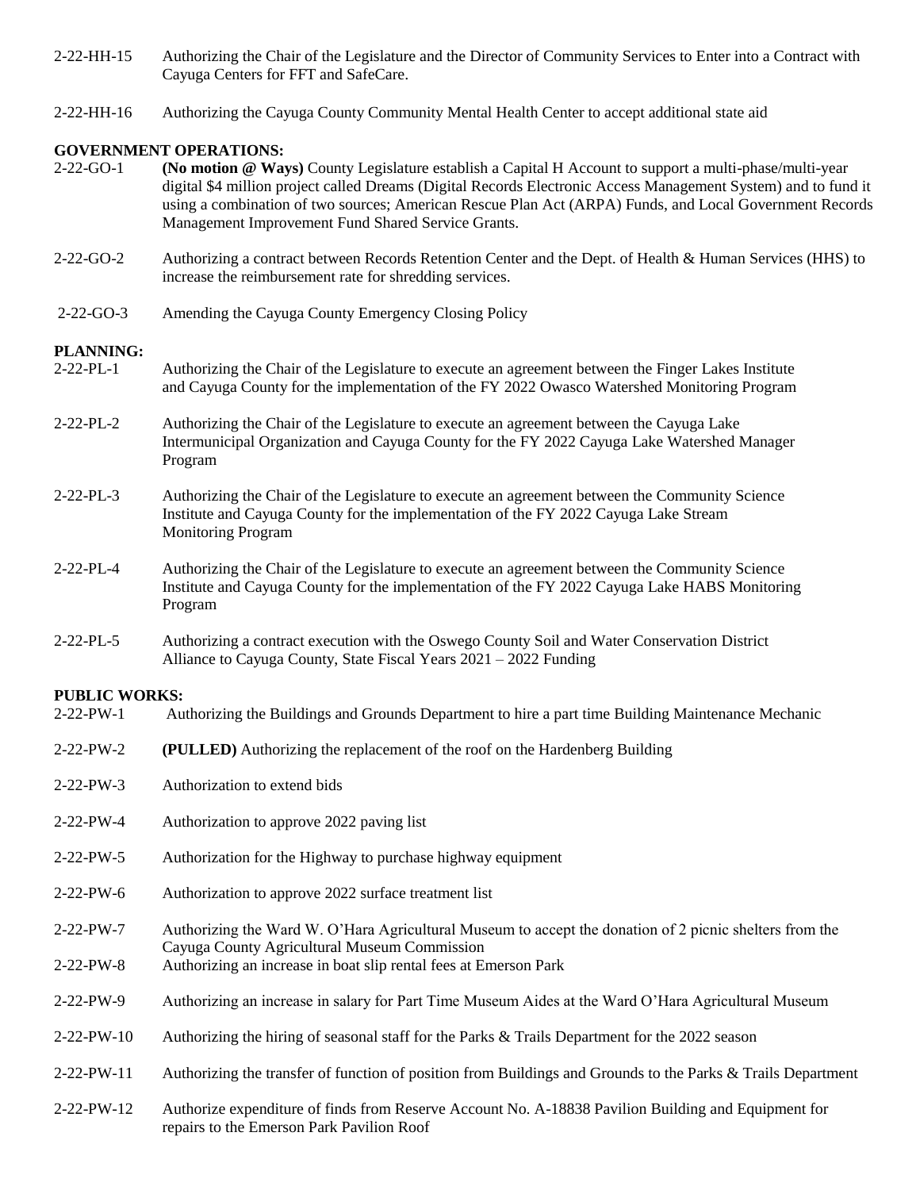2-22-HH-15 Authorizing the Chair of the Legislature and the Director of Community Services to Enter into a Contract with Cayuga Centers for FFT and SafeCare.

2-22-HH-16 Authorizing the Cayuga County Community Mental Health Center to accept additional state aid

**GOVERNMENT OPERATIONS:**

2-22-GO-1 **(No motion @ Ways)** County Legislature establish a Capital H Account to support a multi-phase/multi-year digital $4 million project called Dreams (Digital Records Electronic Access Management System) and to fund it using a combination of two sources; American Rescue Plan Act (ARPA) Funds, and Local Government Records Management Improvement Fund Shared Service Grants.

2-22-GO-2 Authorizing a contract between Records Retention Center and the Dept. of Health & Human Services (HHS) to increase the reimbursement rate for shredding services.

2-22-GO-3 Amending the Cayuga County Emergency Closing Policy

**PLANNING:**

2-22-PL-1 Authorizing the Chair of the Legislature to execute an agreement between the Finger Lakes Institute and Cayuga County for the implementation of the FY 2022 Owasco Watershed Monitoring Program

2-22-PL-2 Authorizing the Chair of the Legislature to execute an agreement between the Cayuga Lake Intermunicipal Organization and Cayuga County for the FY 2022 Cayuga Lake Watershed Manager Program

2-22-PL-3 Authorizing the Chair of the Legislature to execute an agreement between the Community Science Institute and Cayuga County for the implementation of the FY 2022 Cayuga Lake Stream Monitoring Program

2-22-PL-4 Authorizing the Chair of the Legislature to execute an agreement between the Community Science Institute and Cayuga County for the implementation of the FY 2022 Cayuga Lake HABS Monitoring Program

2-22-PL-5 Authorizing a contract execution with the Oswego County Soil and Water Conservation District Alliance to Cayuga County, State Fiscal Years 2021 – 2022 Funding

**PUBLIC WORKS:**

2-22-PW-1 Authorizing the Buildings and Grounds Department to hire a part time Building Maintenance Mechanic

2-22-PW-2 **(PULLED)** Authorizing the replacement of the roof on the Hardenberg Building

2-22-PW-3 Authorization to extend bids

2-22-PW-4 Authorization to approve 2022 paving list

2-22-PW-5 Authorization for the Highway to purchase highway equipment

2-22-PW-6 Authorization to approve 2022 surface treatment list

2-22-PW-7 Authorizing the Ward W. O'Hara Agricultural Museum to accept the donation of 2 picnic shelters from the Cayuga County Agricultural Museum Commission

2-22-PW-8 Authorizing an increase in boat slip rental fees at Emerson Park

2-22-PW-9 Authorizing an increase in salary for Part Time Museum Aides at the Ward O'Hara Agricultural Museum

2-22-PW-10 Authorizing the hiring of seasonal staff for the Parks & Trails Department for the 2022 season

2-22-PW-11 Authorizing the transfer of function of position from Buildings and Grounds to the Parks & Trails Department

2-22-PW-12 Authorize expenditure of finds from Reserve Account No. A-18838 Pavilion Building and Equipment for repairs to the Emerson Park Pavilion Roof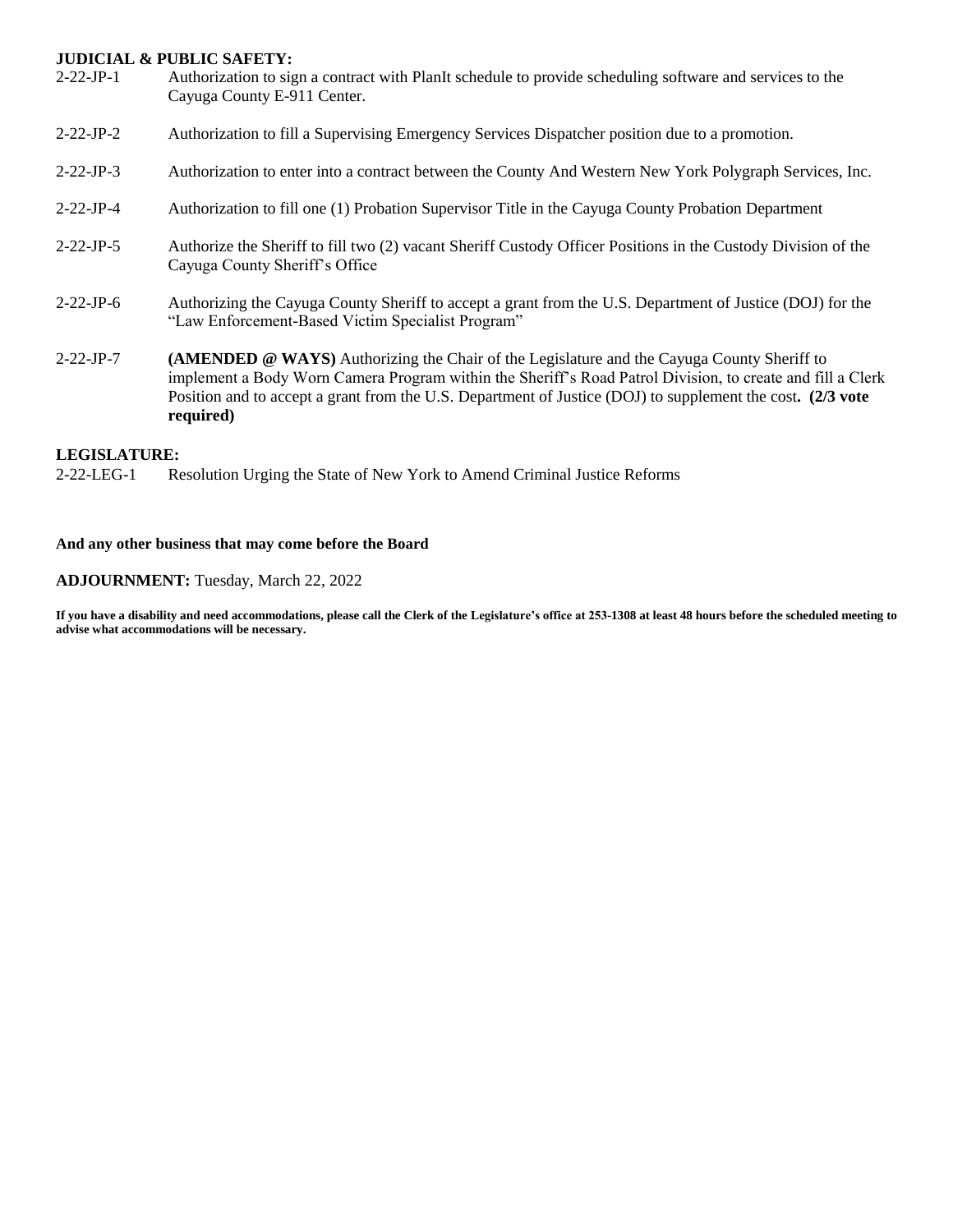**JUDICIAL & PUBLIC SAFETY:**

2-22-JP-1 Authorization to sign a contract with PlanIt schedule to provide scheduling software and services to the Cayuga County E-911 Center.

2-22-JP-2 Authorization to fill a Supervising Emergency Services Dispatcher position due to a promotion.

2-22-JP-3 Authorization to enter into a contract between the County And Western New York Polygraph Services, Inc.

2-22-JP-4 Authorization to fill one (1) Probation Supervisor Title in the Cayuga County Probation Department

2-22-JP-5 Authorize the Sheriff to fill two (2) vacant Sheriff Custody Officer Positions in the Custody Division of the Cayuga County Sheriff's Office

2-22-JP-6 Authorizing the Cayuga County Sheriff to accept a grant from the U.S. Department of Justice (DOJ) for the "Law Enforcement-Based Victim Specialist Program"

2-22-JP-7 **(AMENDED @ WAYS)** Authorizing the Chair of the Legislature and the Cayuga County Sheriff to implement a Body Worn Camera Program within the Sheriff's Road Patrol Division, to create and fill a Clerk Position and to accept a grant from the U.S. Department of Justice (DOJ) to supplement the cost**. (2/3 vote required)**

**LEGISLATURE:**

2-22-LEG-1 Resolution Urging the State of New York to Amend Criminal Justice Reforms

**And any other business that may come before the Board**

**ADJOURNMENT:** Tuesday, March 22, 2022

**If you have a disability and need accommodations, please call the Clerk of the Legislature's office at 253-1308 at least 48 hours before the scheduled meeting to advise what accommodations will be necessary.**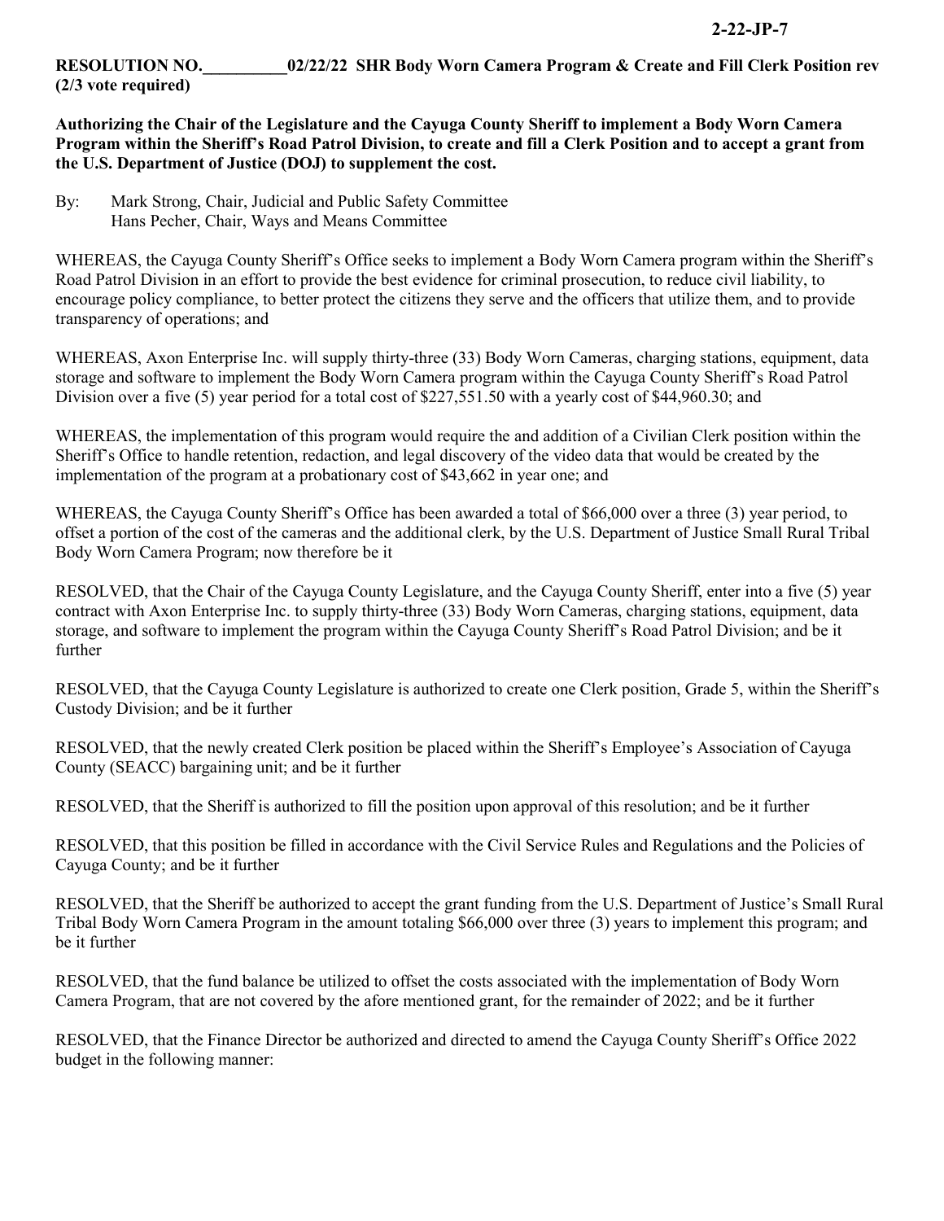**2-22-JP-7**

**RESOLUTION NO.__________02/22/22 SHR Body Worn Camera Program & Create and Fill Clerk Position rev (2/3 vote required)**

**Authorizing the Chair of the Legislature and the Cayuga County Sheriff to implement a Body Worn Camera Program within the Sheriff's Road Patrol Division, to create and fill a Clerk Position and to accept a grant from the U.S. Department of Justice (DOJ) to supplement the cost.**

By: Mark Strong, Chair, Judicial and Public Safety Committee
Hans Pecher, Chair, Ways and Means Committee

WHEREAS, the Cayuga County Sheriff's Office seeks to implement a Body Worn Camera program within the Sheriff's Road Patrol Division in an effort to provide the best evidence for criminal prosecution, to reduce civil liability, to encourage policy compliance, to better protect the citizens they serve and the officers that utilize them, and to provide transparency of operations; and

WHEREAS, Axon Enterprise Inc. will supply thirty-three (33) Body Worn Cameras, charging stations, equipment, data storage and software to implement the Body Worn Camera program within the Cayuga County Sheriff's Road Patrol Division over a five (5) year period for a total cost of $227,551.50 with a yearly cost of $44,960.30; and

WHEREAS, the implementation of this program would require the and addition of a Civilian Clerk position within the Sheriff's Office to handle retention, redaction, and legal discovery of the video data that would be created by the implementation of the program at a probationary cost of $43,662 in year one; and

WHEREAS, the Cayuga County Sheriff's Office has been awarded a total of $66,000 over a three (3) year period, to offset a portion of the cost of the cameras and the additional clerk, by the U.S. Department of Justice Small Rural Tribal Body Worn Camera Program; now therefore be it

RESOLVED, that the Chair of the Cayuga County Legislature, and the Cayuga County Sheriff, enter into a five (5) year contract with Axon Enterprise Inc. to supply thirty-three (33) Body Worn Cameras, charging stations, equipment, data storage, and software to implement the program within the Cayuga County Sheriff's Road Patrol Division; and be it further

RESOLVED, that the Cayuga County Legislature is authorized to create one Clerk position, Grade 5, within the Sheriff's Custody Division; and be it further

RESOLVED, that the newly created Clerk position be placed within the Sheriff's Employee's Association of Cayuga County (SEACC) bargaining unit; and be it further

RESOLVED, that the Sheriff is authorized to fill the position upon approval of this resolution; and be it further

RESOLVED, that this position be filled in accordance with the Civil Service Rules and Regulations and the Policies of Cayuga County; and be it further

RESOLVED, that the Sheriff be authorized to accept the grant funding from the U.S. Department of Justice's Small Rural Tribal Body Worn Camera Program in the amount totaling $66,000 over three (3) years to implement this program; and be it further

RESOLVED, that the fund balance be utilized to offset the costs associated with the implementation of Body Worn Camera Program, that are not covered by the afore mentioned grant, for the remainder of 2022; and be it further

RESOLVED, that the Finance Director be authorized and directed to amend the Cayuga County Sheriff's Office 2022 budget in the following manner: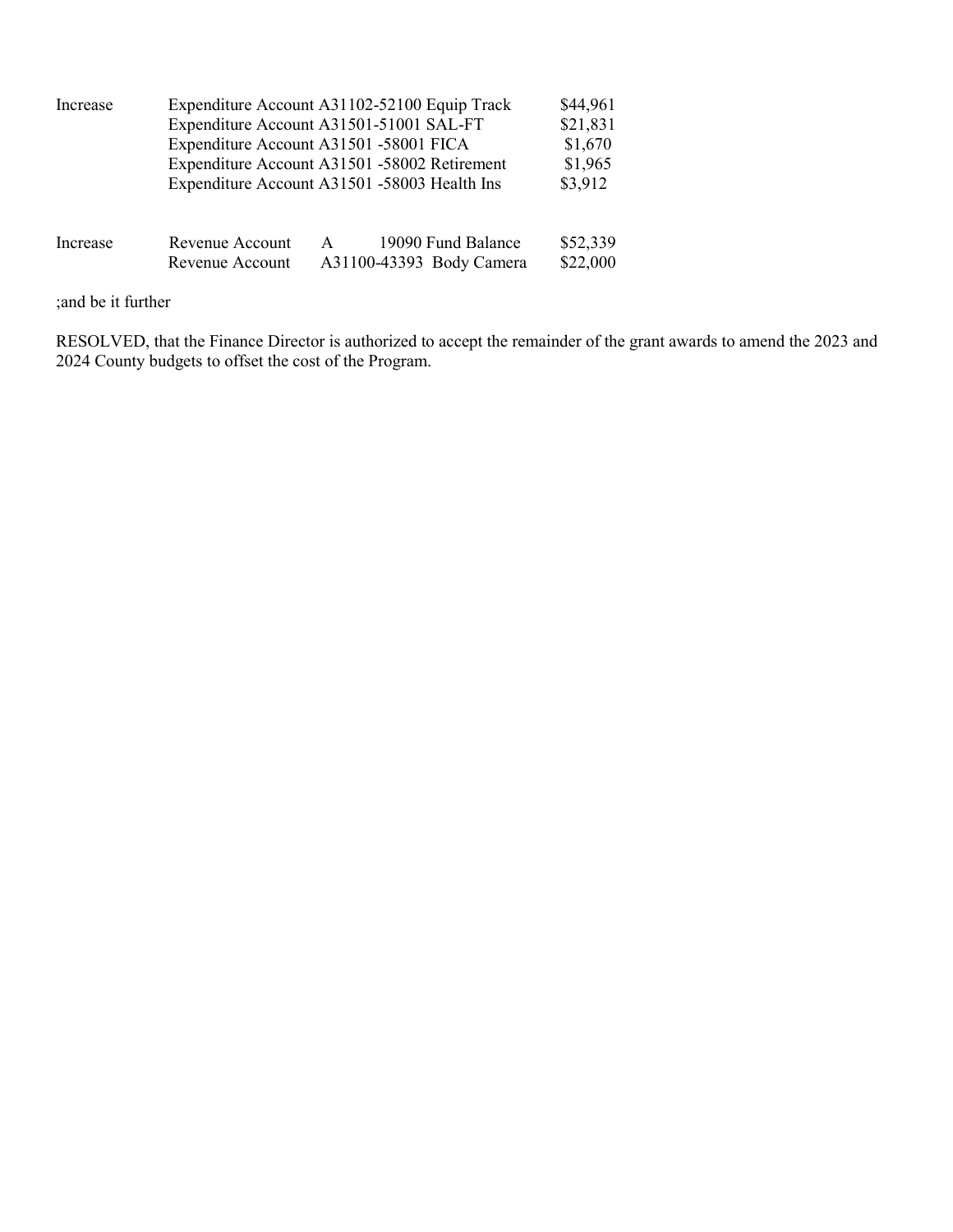| | | |
|---|---|---|
| Increase | Expenditure Account A31102-52100 Equip Track | $44,961 |
| | Expenditure Account A31501-51001 SAL-FT | $21,831 |
| | Expenditure Account A31501 -58001 FICA | $1,670 |
| | Expenditure Account A31501 -58002 Retirement | $1,965 |
| | Expenditure Account A31501 -58003 Health Ins | $3,912 |

| | | | |
|---|---|---|---|
| Increase | Revenue Account | A 19090 Fund Balance | $52,339 |
| | Revenue Account | A31100-43393 Body Camera | $22,000 |

;and be it further

RESOLVED, that the Finance Director is authorized to accept the remainder of the grant awards to amend the 2023 and 2024 County budgets to offset the cost of the Program.